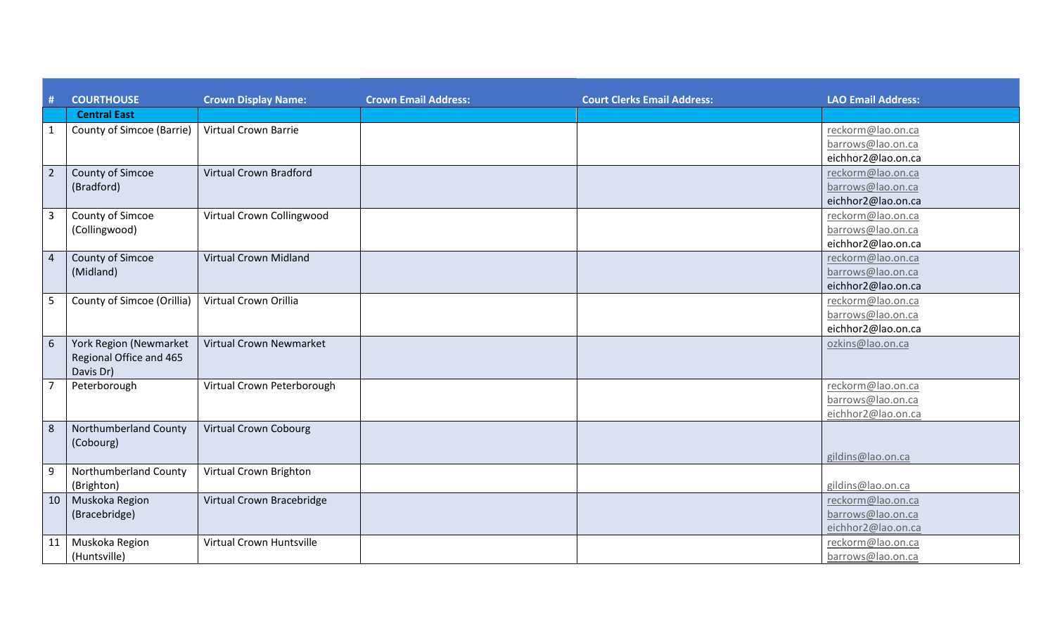| # | COURTHOUSE | Crown Display Name: | Crown Email Address: | Court Clerks Email Address: | LAO Email Address: |
|---|---|---|---|---|---|
| | **Central East** | | | | |
| 1 | County of Simcoe (Barrie) | Virtual Crown Barrie | | | reckorm@lao.on.ca<br>barrows@lao.on.ca<br>eichhor2@lao.on.ca |
| 2 | County of Simcoe (Bradford) | Virtual Crown Bradford | | | reckorm@lao.on.ca<br>barrows@lao.on.ca<br>eichhor2@lao.on.ca |
| 3 | County of Simcoe (Collingwood) | Virtual Crown Collingwood | | | reckorm@lao.on.ca<br>barrows@lao.on.ca<br>eichhor2@lao.on.ca |
| 4 | County of Simcoe (Midland) | Virtual Crown Midland | | | reckorm@lao.on.ca<br>barrows@lao.on.ca<br>eichhor2@lao.on.ca |
| 5 | County of Simcoe (Orillia) | Virtual Crown Orillia | | | reckorm@lao.on.ca<br>barrows@lao.on.ca<br>eichhor2@lao.on.ca |
| 6 | York Region (Newmarket Regional Office and 465 Davis Dr) | Virtual Crown Newmarket | | | ozkins@lao.on.ca |
| 7 | Peterborough | Virtual Crown Peterborough | | | reckorm@lao.on.ca<br>barrows@lao.on.ca<br>eichhor2@lao.on.ca |
| 8 | Northumberland County (Cobourg) | Virtual Crown Cobourg | | | gildins@lao.on.ca |
| 9 | Northumberland County (Brighton) | Virtual Crown Brighton | | | gildins@lao.on.ca |
| 10 | Muskoka Region (Bracebridge) | Virtual Crown Bracebridge | | | reckorm@lao.on.ca<br>barrows@lao.on.ca<br>eichhor2@lao.on.ca |
| 11 | Muskoka Region (Huntsville) | Virtual Crown Huntsville | | | reckorm@lao.on.ca<br>barrows@lao.on.ca |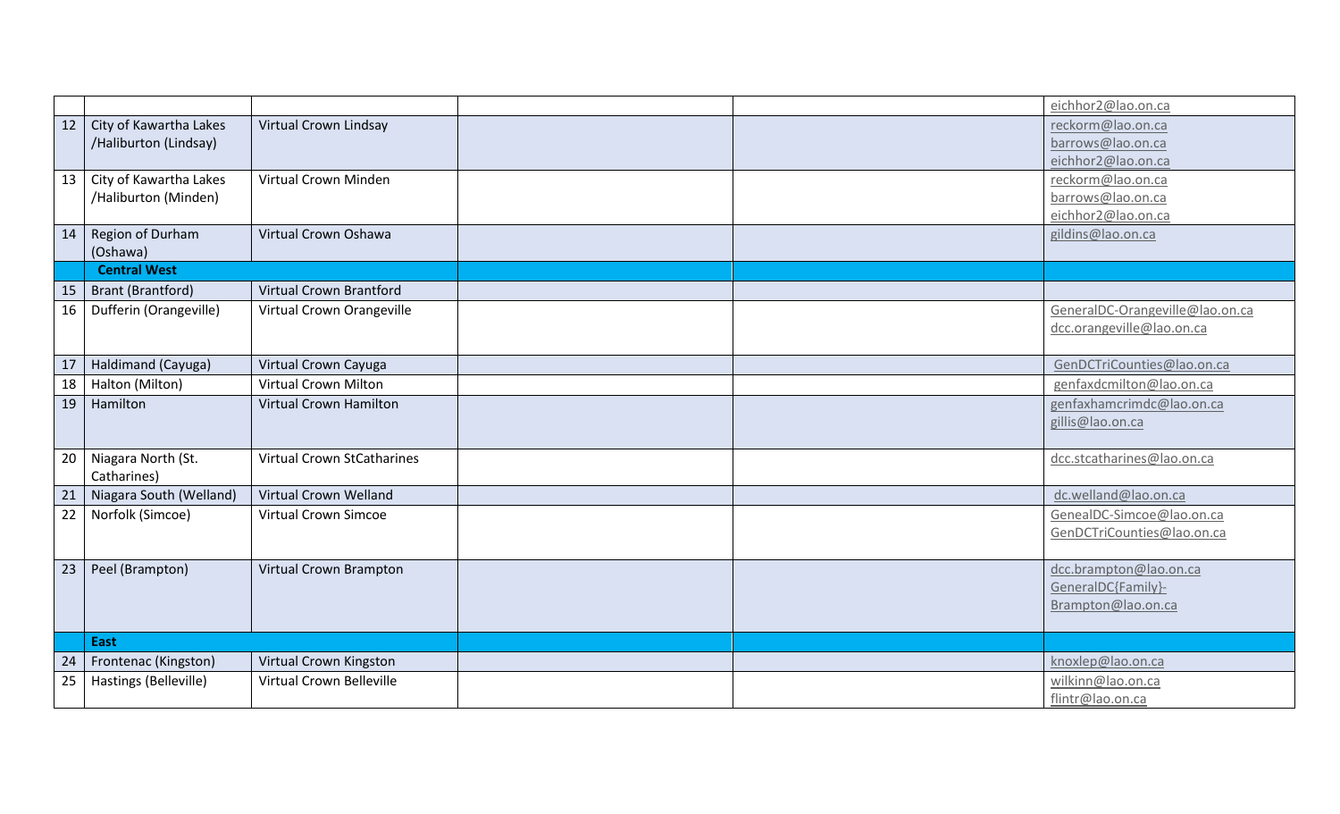| | | | | | |
|---|---|---|---|---|---|
| | | | | | eichhor2@lao.on.ca |
| 12 | City of Kawartha Lakes /Haliburton (Lindsay) | Virtual Crown Lindsay | | | reckorm@lao.on.ca<br>barrows@lao.on.ca<br>eichhor2@lao.on.ca |
| 13 | City of Kawartha Lakes /Haliburton (Minden) | Virtual Crown Minden | | | reckorm@lao.on.ca<br>barrows@lao.on.ca<br>eichhor2@lao.on.ca |
| 14 | Region of Durham (Oshawa) | Virtual Crown Oshawa | | | gildins@lao.on.ca |
| | **Central West** | | | | |
| 15 | Brant (Brantford) | Virtual Crown Brantford | | | |
| 16 | Dufferin (Orangeville) | Virtual Crown Orangeville | | | GeneralDC-Orangeville@lao.on.ca<br>dcc.orangeville@lao.on.ca |
| 17 | Haldimand (Cayuga) | Virtual Crown Cayuga | | | GenDCTriCounties@lao.on.ca |
| 18 | Halton (Milton) | Virtual Crown Milton | | | genfaxdcmilton@lao.on.ca |
| 19 | Hamilton | Virtual Crown Hamilton | | | genfaxhamcrimdc@lao.on.ca<br>gillis@lao.on.ca |
| 20 | Niagara North (St. Catharines) | Virtual Crown StCatharines | | | dcc.stcatharines@lao.on.ca |
| 21 | Niagara South (Welland) | Virtual Crown Welland | | | dc.welland@lao.on.ca |
| 22 | Norfolk (Simcoe) | Virtual Crown Simcoe | | | GenealDC-Simcoe@lao.on.ca<br>GenDCTriCounties@lao.on.ca |
| 23 | Peel (Brampton) | Virtual Crown Brampton | | | dcc.brampton@lao.on.ca<br>GeneralDC{Family}-Brampton@lao.on.ca |
| | **East** | | | | |
| 24 | Frontenac (Kingston) | Virtual Crown Kingston | | | knoxlep@lao.on.ca |
| 25 | Hastings (Belleville) | Virtual Crown Belleville | | | wilkinn@lao.on.ca<br>flintr@lao.on.ca |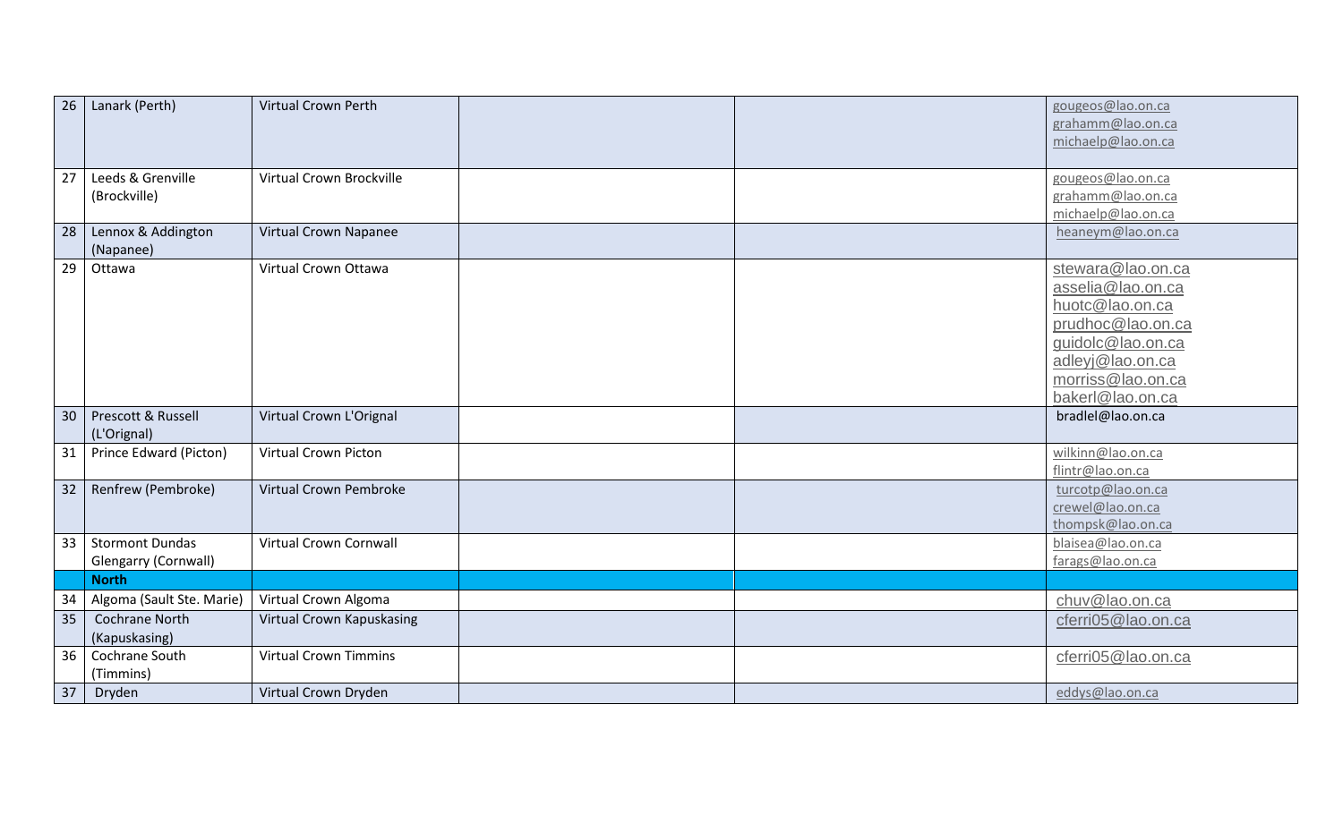| | | | | | |
|---|---|---|---|---|---|
| 26 | Lanark (Perth) | Virtual Crown Perth | | | gougeos@lao.on.ca<br>grahamm@lao.on.ca<br>michaelp@lao.on.ca |
| 27 | Leeds & Grenville (Brockville) | Virtual Crown Brockville | | | gougeos@lao.on.ca<br>grahamm@lao.on.ca<br>michaelp@lao.on.ca |
| 28 | Lennox & Addington (Napanee) | Virtual Crown Napanee | | | heaneym@lao.on.ca |
| 29 | Ottawa | Virtual Crown Ottawa | | | stewara@lao.on.ca<br>asselia@lao.on.ca<br>huotc@lao.on.ca<br>prudhoc@lao.on.ca<br>guidolc@lao.on.ca<br>adleyj@lao.on.ca<br>morriss@lao.on.ca<br>bakerl@lao.on.ca |
| 30 | Prescott & Russell (L'Orignal) | Virtual Crown L'Orignal | | | bradlel@lao.on.ca |
| 31 | Prince Edward (Picton) | Virtual Crown Picton | | | wilkinn@lao.on.ca<br>flintr@lao.on.ca |
| 32 | Renfrew (Pembroke) | Virtual Crown Pembroke | | | turcotp@lao.on.ca<br>crewel@lao.on.ca<br>thompsk@lao.on.ca |
| 33 | Stormont Dundas Glengarry (Cornwall) | Virtual Crown Cornwall | | | blaisea@lao.on.ca<br>farags@lao.on.ca |
| | **North** | | | | |
| 34 | Algoma (Sault Ste. Marie) | Virtual Crown Algoma | | | chuv@lao.on.ca |
| 35 | Cochrane North (Kapuskasing) | Virtual Crown Kapuskasing | | | cferri05@lao.on.ca |
| 36 | Cochrane South (Timmins) | Virtual Crown Timmins | | | cferri05@lao.on.ca |
| 37 | Dryden | Virtual Crown Dryden | | | eddys@lao.on.ca |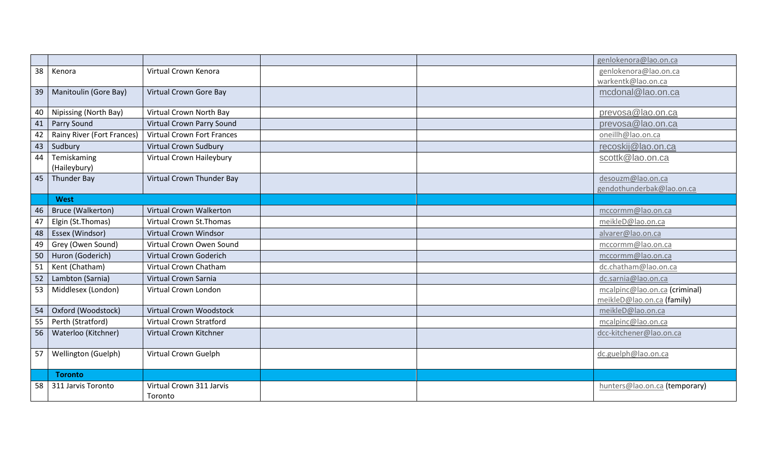| | | | | | |
|---|---|---|---|---|---|
| | | | | | genlokenora@lao.on.ca |
| 38 | Kenora | Virtual Crown Kenora | | | genlokenora@lao.on.ca<br>warkentk@lao.on.ca |
| 39 | Manitoulin (Gore Bay) | Virtual Crown Gore Bay | | | mcdonal@lao.on.ca |
| 40 | Nipissing (North Bay) | Virtual Crown North Bay | | | prevosa@lao.on.ca |
| 41 | Parry Sound | Virtual Crown Parry Sound | | | prevosa@lao.on.ca |
| 42 | Rainy River (Fort Frances) | Virtual Crown Fort Frances | | | oneillh@lao.on.ca |
| 43 | Sudbury | Virtual Crown Sudbury | | | recoskij@lao.on.ca |
| 44 | Temiskaming (Haileybury) | Virtual Crown Haileybury | | | scottk@lao.on.ca |
| 45 | Thunder Bay | Virtual Crown Thunder Bay | | | desouzm@lao.on.ca<br>gendothunderbak@lao.on.ca |
| | **West** | | | | |
| 46 | Bruce (Walkerton) | Virtual Crown Walkerton | | | mccormm@lao.on.ca |
| 47 | Elgin (St.Thomas) | Virtual Crown St.Thomas | | | meikleD@lao.on.ca |
| 48 | Essex (Windsor) | Virtual Crown Windsor | | | alvarer@lao.on.ca |
| 49 | Grey (Owen Sound) | Virtual Crown Owen Sound | | | mccormm@lao.on.ca |
| 50 | Huron (Goderich) | Virtual Crown Goderich | | | mccormm@lao.on.ca |
| 51 | Kent (Chatham) | Virtual Crown Chatham | | | dc.chatham@lao.on.ca |
| 52 | Lambton (Sarnia) | Virtual Crown Sarnia | | | dc.sarnia@lao.on.ca |
| 53 | Middlesex (London) | Virtual Crown London | | | mcalpinc@lao.on.ca (criminal)<br>meikleD@lao.on.ca (family) |
| 54 | Oxford (Woodstock) | Virtual Crown Woodstock | | | meikleD@lao.on.ca |
| 55 | Perth (Stratford) | Virtual Crown Stratford | | | mcalpinc@lao.on.ca |
| 56 | Waterloo (Kitchner) | Virtual Crown Kitchner | | | dcc-kitchener@lao.on.ca |
| 57 | Wellington (Guelph) | Virtual Crown Guelph | | | dc.guelph@lao.on.ca |
| | **Toronto** | | | | |
| 58 | 311 Jarvis Toronto | Virtual Crown 311 Jarvis Toronto | | | hunters@lao.on.ca (temporary) |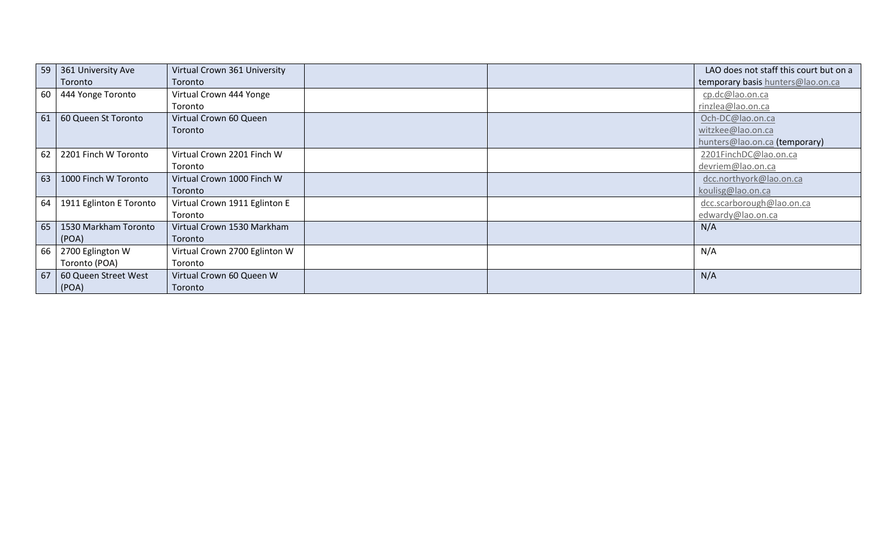| | | | | | |
|---|---|---|---|---|---|
| 59 | 361 University Ave Toronto | Virtual Crown 361 University Toronto | | | LAO does not staff this court but on a temporary basis hunters@lao.on.ca |
| 60 | 444 Yonge Toronto | Virtual Crown 444 Yonge Toronto | | | cp.dc@lao.on.ca rinzlea@lao.on.ca |
| 61 | 60 Queen St Toronto | Virtual Crown 60 Queen Toronto | | | Och-DC@lao.on.ca witzkee@lao.on.ca hunters@lao.on.ca (temporary) |
| 62 | 2201 Finch W Toronto | Virtual Crown 2201 Finch W Toronto | | | 2201FinchDC@lao.on.ca devriem@lao.on.ca |
| 63 | 1000 Finch W Toronto | Virtual Crown 1000 Finch W Toronto | | | dcc.northyork@lao.on.ca koulisg@lao.on.ca |
| 64 | 1911 Eglinton E Toronto | Virtual Crown 1911 Eglinton E Toronto | | | dcc.scarborough@lao.on.ca edwardy@lao.on.ca |
| 65 | 1530 Markham Toronto (POA) | Virtual Crown 1530 Markham Toronto | | | N/A |
| 66 | 2700 Eglington W Toronto (POA) | Virtual Crown 2700 Eglinton W Toronto | | | N/A |
| 67 | 60 Queen Street West (POA) | Virtual Crown 60 Queen W Toronto | | | N/A |